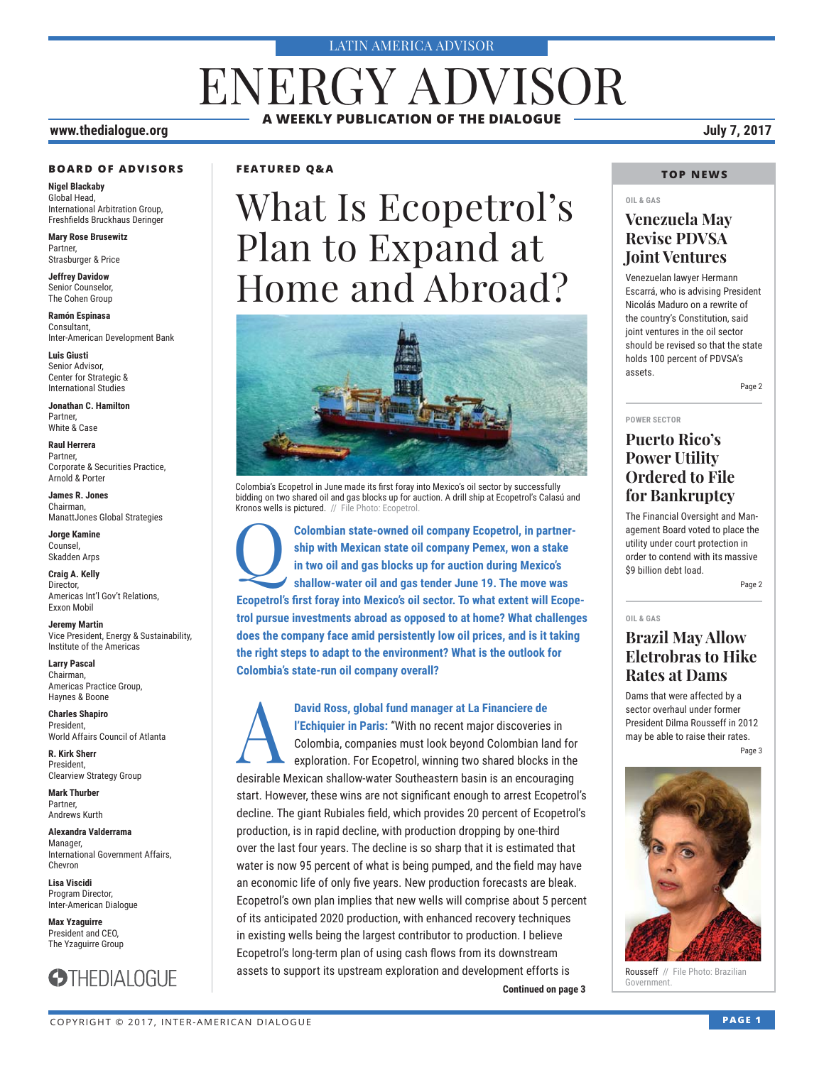LATIN AMERICA ADVISOR

# ENERGY ADVISOR

**A WEEKLY PUBLICATION OF THE DIALOGUE**

**www.thedialogue.org**

**July 7, 2017**

### BOARD OF ADVISORS

**Nigel Blackaby**
Global Head,
International Arbitration Group,
Freshfields Bruckhaus Deringer

**Mary Rose Brusewitz**
Partner,
Strasburger & Price

**Jeffrey Davidow**
Senior Counselor,
The Cohen Group

**Ramón Espinasa**
Consultant,
Inter-American Development Bank

**Luis Giusti**
Senior Advisor,
Center for Strategic &
International Studies

**Jonathan C. Hamilton**
Partner,
White & Case

**Raul Herrera**
Partner,
Corporate & Securities Practice,
Arnold & Porter

**James R. Jones**
Chairman,
ManattJones Global Strategies

**Jorge Kamine**
Counsel,
Skadden Arps

**Craig A. Kelly**
Director,
Americas Int'l Gov't Relations,
Exxon Mobil

**Jeremy Martin**
Vice President, Energy & Sustainability,
Institute of the Americas

**Larry Pascal**
Chairman,
Americas Practice Group,
Haynes & Boone

**Charles Shapiro**
President,
World Affairs Council of Atlanta

**R. Kirk Sherr**
President,
Clearview Strategy Group

**Mark Thurber**
Partner,
Andrews Kurth

**Alexandra Valderrama**
Manager,
International Government Affairs,
Chevron

**Lisa Viscidi**
Program Director,
Inter-American Dialogue

**Max Yzaguirre**
President and CEO,
The Yzaguirre Group

THEDIALOGUE

### FEATURED Q&A

# What Is Ecopetrol's Plan to Expand at Home and Abroad?

Colombia's Ecopetrol in June made its first foray into Mexico's oil sector by successfully bidding on two shared oil and gas blocks up for auction. A drill ship at Ecopetrol's Calasú and Kronos wells is pictured. // File Photo: Ecopetrol.

**Q: Colombian state-owned oil company Ecopetrol, in partnership with Mexican state oil company Pemex, won a stake in two oil and gas blocks up for auction during Mexico's shallow-water oil and gas tender June 19. The move was Ecopetrol's first foray into Mexico's oil sector. To what extent will Ecopetrol pursue investments abroad as opposed to at home? What challenges does the company face amid persistently low oil prices, and is it taking the right steps to adapt to the environment? What is the outlook for Colombia's state-run oil company overall?**

**A: David Ross, global fund manager at La Financiere de l'Echiquier in Paris:** "With no recent major discoveries in Colombia, companies must look beyond Colombian land for exploration. For Ecopetrol, winning two shared blocks in the desirable Mexican shallow-water Southeastern basin is an encouraging start. However, these wins are not significant enough to arrest Ecopetrol's decline. The giant Rubiales field, which provides 20 percent of Ecopetrol's production, is in rapid decline, with production dropping by one-third over the last four years. The decline is so sharp that it is estimated that water is now 95 percent of what is being pumped, and the field may have an economic life of only five years. New production forecasts are bleak. Ecopetrol's own plan implies that new wells will comprise about 5 percent of its anticipated 2020 production, with enhanced recovery techniques in existing wells being the largest contributor to production. I believe Ecopetrol's long-term plan of using cash flows from its downstream assets to support its upstream exploration and development efforts is

**Continued on page 3**

### TOP NEWS

OIL & GAS

## Venezuela May Revise PDVSA Joint Ventures

Venezuelan lawyer Hermann Escarrá, who is advising President Nicolás Maduro on a rewrite of the country's Constitution, said joint ventures in the oil sector should be revised so that the state holds 100 percent of PDVSA's assets.

Page 2

POWER SECTOR

## Puerto Rico's Power Utility Ordered to File for Bankruptcy

The Financial Oversight and Management Board voted to place the utility under court protection in order to contend with its massive $9 billion debt load.

Page 2

OIL & GAS

## Brazil May Allow Eletrobras to Hike Rates at Dams

Dams that were affected by a sector overhaul under former President Dilma Rousseff in 2012 may be able to raise their rates.

Page 3

Rousseff // File Photo: Brazilian Government.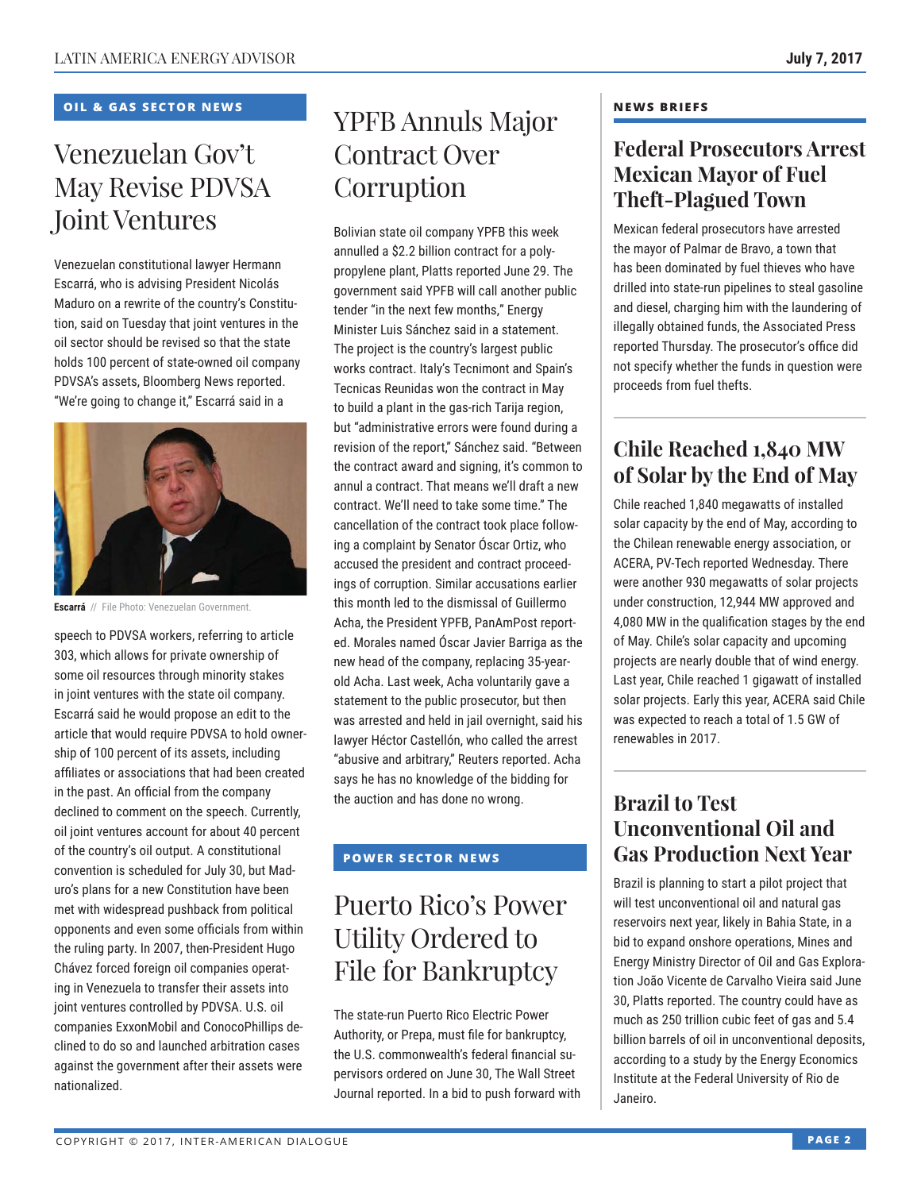## OIL & GAS SECTOR NEWS

# Venezuelan Gov't May Revise PDVSA Joint Ventures

Venezuelan constitutional lawyer Hermann Escarrá, who is advising President Nicolás Maduro on a rewrite of the country's Constitution, said on Tuesday that joint ventures in the oil sector should be revised so that the state holds 100 percent of state-owned oil company PDVSA's assets, Bloomberg News reported. "We're going to change it," Escarrá said in a speech to PDVSA workers, referring to article 303, which allows for private ownership of some oil resources through minority stakes in joint ventures with the state oil company. Escarrá said he would propose an edit to the article that would require PDVSA to hold ownership of 100 percent of its assets, including affiliates or associations that had been created in the past. An official from the company declined to comment on the speech. Currently, oil joint ventures account for about 40 percent of the country's oil output. A constitutional convention is scheduled for July 30, but Maduro's plans for a new Constitution have been met with widespread pushback from political opponents and even some officials from within the ruling party. In 2007, then-President Hugo Chávez forced foreign oil companies operating in Venezuela to transfer their assets into joint ventures controlled by PDVSA. U.S. oil companies ExxonMobil and ConocoPhillips declined to do so and launched arbitration cases against the government after their assets were nationalized.

**Escarrá** // File Photo: Venezuelan Government.

# YPFB Annuls Major Contract Over Corruption

Bolivian state oil company YPFB this week annulled a $2.2 billion contract for a polypropylene plant, Platts reported June 29. The government said YPFB will call another public tender "in the next few months," Energy Minister Luis Sánchez said in a statement. The project is the country's largest public works contract. Italy's Tecnimont and Spain's Tecnicas Reunidas won the contract in May to build a plant in the gas-rich Tarija region, but "administrative errors were found during a revision of the report," Sánchez said. "Between the contract award and signing, it's common to annul a contract. That means we'll draft a new contract. We'll need to take some time." The cancellation of the contract took place following a complaint by Senator Óscar Ortiz, who accused the president and contract proceedings of corruption. Similar accusations earlier this month led to the dismissal of Guillermo Acha, the President YPFB, PanAmPost reported. Morales named Óscar Javier Barriga as the new head of the company, replacing 35-year-old Acha. Last week, Acha voluntarily gave a statement to the public prosecutor, but then was arrested and held in jail overnight, said his lawyer Héctor Castellón, who called the arrest "abusive and arbitrary," Reuters reported. Acha says he has no knowledge of the bidding for the auction and has done no wrong.

## POWER SECTOR NEWS

# Puerto Rico's Power Utility Ordered to File for Bankruptcy

The state-run Puerto Rico Electric Power Authority, or Prepa, must file for bankruptcy, the U.S. commonwealth's federal financial supervisors ordered on June 30, The Wall Street Journal reported. In a bid to push forward with

## NEWS BRIEFS

### Federal Prosecutors Arrest Mexican Mayor of Fuel Theft-Plagued Town

Mexican federal prosecutors have arrested the mayor of Palmar de Bravo, a town that has been dominated by fuel thieves who have drilled into state-run pipelines to steal gasoline and diesel, charging him with the laundering of illegally obtained funds, the Associated Press reported Thursday. The prosecutor's office did not specify whether the funds in question were proceeds from fuel thefts.

### Chile Reached 1,840 MW of Solar by the End of May

Chile reached 1,840 megawatts of installed solar capacity by the end of May, according to the Chilean renewable energy association, or ACERA, PV-Tech reported Wednesday. There were another 930 megawatts of solar projects under construction, 12,944 MW approved and 4,080 MW in the qualification stages by the end of May. Chile's solar capacity and upcoming projects are nearly double that of wind energy. Last year, Chile reached 1 gigawatt of installed solar projects. Early this year, ACERA said Chile was expected to reach a total of 1.5 GW of renewables in 2017.

### Brazil to Test Unconventional Oil and Gas Production Next Year

Brazil is planning to start a pilot project that will test unconventional oil and natural gas reservoirs next year, likely in Bahia State, in a bid to expand onshore operations, Mines and Energy Ministry Director of Oil and Gas Exploration João Vicente de Carvalho Vieira said June 30, Platts reported. The country could have as much as 250 trillion cubic feet of gas and 5.4 billion barrels of oil in unconventional deposits, according to a study by the Energy Economics Institute at the Federal University of Rio de Janeiro.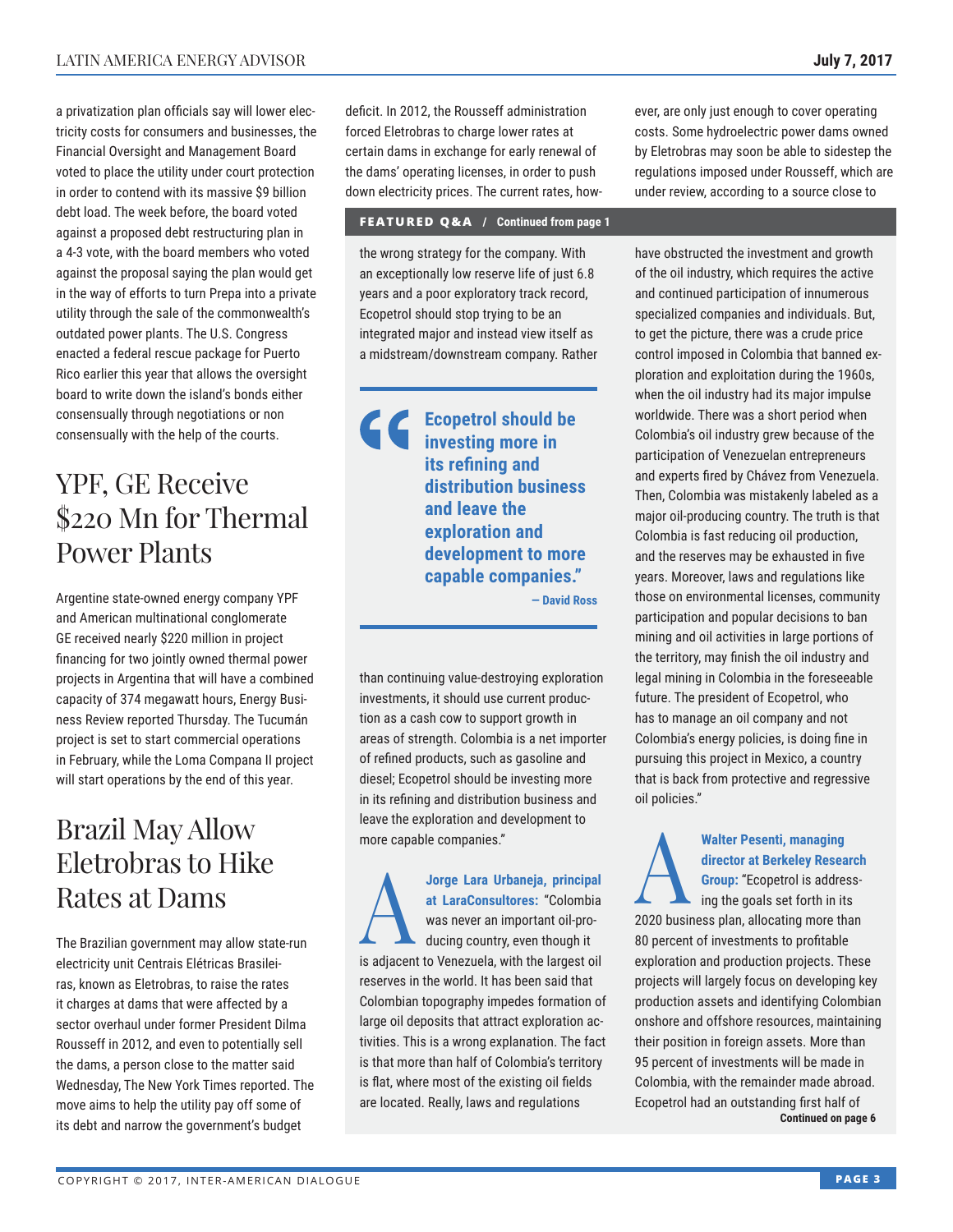a privatization plan officials say will lower electricity costs for consumers and businesses, the Financial Oversight and Management Board voted to place the utility under court protection in order to contend with its massive $9 billion debt load. The week before, the board voted against a proposed debt restructuring plan in a 4-3 vote, with the board members who voted against the proposal saying the plan would get in the way of efforts to turn Prepa into a private utility through the sale of the commonwealth's outdated power plants. The U.S. Congress enacted a federal rescue package for Puerto Rico earlier this year that allows the oversight board to write down the island's bonds either consensually through negotiations or non consensually with the help of the courts.

# YPF, GE Receive $220 Mn for Thermal Power Plants

Argentine state-owned energy company YPF and American multinational conglomerate GE received nearly $220 million in project financing for two jointly owned thermal power projects in Argentina that will have a combined capacity of 374 megawatt hours, Energy Business Review reported Thursday. The Tucumán project is set to start commercial operations in February, while the Loma Compana II project will start operations by the end of this year.

# Brazil May Allow Eletrobras to Hike Rates at Dams

The Brazilian government may allow state-run electricity unit Centrais Elétricas Brasileiras, known as Eletrobras, to raise the rates it charges at dams that were affected by a sector overhaul under former President Dilma Rousseff in 2012, and even to potentially sell the dams, a person close to the matter said Wednesday, The New York Times reported. The move aims to help the utility pay off some of its debt and narrow the government's budget deficit. In 2012, the Rousseff administration forced Eletrobras to charge lower rates at certain dams in exchange for early renewal of the dams' operating licenses, in order to push down electricity prices. The current rates, however, are only just enough to cover operating costs. Some hydroelectric power dams owned by Eletrobras may soon be able to sidestep the regulations imposed under Rousseff, which are under review, according to a source close to

**FEATURED Q&A / Continued from page 1**

the wrong strategy for the company. With an exceptionally low reserve life of just 6.8 years and a poor exploratory track record, Ecopetrol should stop trying to be an integrated major and instead view itself as a midstream/downstream company. Rather than continuing value-destroying exploration investments, it should use current production as a cash cow to support growth in areas of strength. Colombia is a net importer of refined products, such as gasoline and diesel; Ecopetrol should be investing more in its refining and distribution business and leave the exploration and development to more capable companies."

> **"Ecopetrol should be investing more in its refining and distribution business and leave the exploration and development to more capable companies."**
> **— David Ross**

**A**

**Jorge Lara Urbaneja, principal at LaraConsultores:** "Colombia was never an important oil-producing country, even though it is adjacent to Venezuela, with the largest oil reserves in the world. It has been said that Colombian topography impedes formation of large oil deposits that attract exploration activities. This is a wrong explanation. The fact is that more than half of Colombia's territory is flat, where most of the existing oil fields are located. Really, laws and regulations have obstructed the investment and growth of the oil industry, which requires the active and continued participation of innumerous specialized companies and individuals. But, to get the picture, there was a crude price control imposed in Colombia that banned exploration and exploitation during the 1960s, when the oil industry had its major impulse worldwide. There was a short period when Colombia's oil industry grew because of the participation of Venezuelan entrepreneurs and experts fired by Chávez from Venezuela. Then, Colombia was mistakenly labeled as a major oil-producing country. The truth is that Colombia is fast reducing oil production, and the reserves may be exhausted in five years. Moreover, laws and regulations like those on environmental licenses, community participation and popular decisions to ban mining and oil activities in large portions of the territory, may finish the oil industry and legal mining in Colombia in the foreseeable future. The president of Ecopetrol, who has to manage an oil company and not Colombia's energy policies, is doing fine in pursuing this project in Mexico, a country that is back from protective and regressive oil policies."

**A**

**Walter Pesenti, managing director at Berkeley Research Group:** "Ecopetrol is addressing the goals set forth in its 2020 business plan, allocating more than 80 percent of investments to profitable exploration and production projects. These projects will largely focus on developing key production assets and identifying Colombian onshore and offshore resources, maintaining their position in foreign assets. More than 95 percent of investments will be made in Colombia, with the remainder made abroad. Ecopetrol had an outstanding first half of

**Continued on page 6**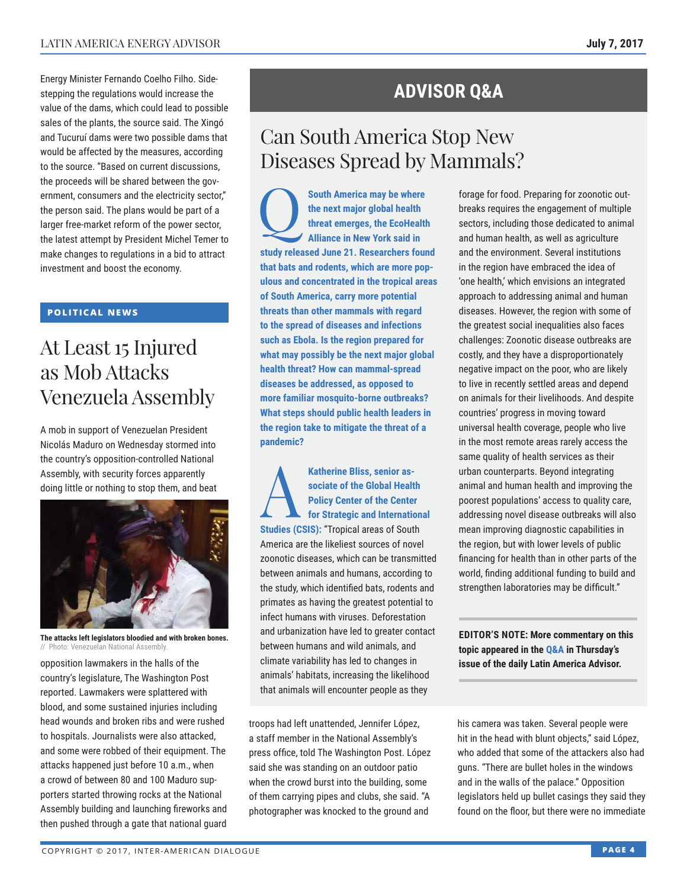Energy Minister Fernando Coelho Filho. Sidestepping the regulations would increase the value of the dams, which could lead to possible sales of the plants, the source said. The Xingó and Tucuruí dams were two possible dams that would be affected by the measures, according to the source. "Based on current discussions, the proceeds will be shared between the government, consumers and the electricity sector," the person said. The plans would be part of a larger free-market reform of the power sector, the latest attempt by President Michel Temer to make changes to regulations in a bid to attract investment and boost the economy.

**POLITICAL NEWS**

## At Least 15 Injured as Mob Attacks Venezuela Assembly

A mob in support of Venezuelan President Nicolás Maduro on Wednesday stormed into the country's opposition-controlled National Assembly, with security forces apparently doing little or nothing to stop them, and beat opposition lawmakers in the halls of the country's legislature, The Washington Post reported. Lawmakers were splattered with blood, and some sustained injuries including head wounds and broken ribs and were rushed to hospitals. Journalists were also attacked, and some were robbed of their equipment. The attacks happened just before 10 a.m., when a crowd of between 80 and 100 Maduro supporters started throwing rocks at the National Assembly building and launching fireworks and then pushed through a gate that national guard troops had left unattended, Jennifer López, a staff member in the National Assembly's press office, told The Washington Post. López said she was standing on an outdoor patio when the crowd burst into the building, some of them carrying pipes and clubs, she said. "A photographer was knocked to the ground and his camera was taken. Several people were hit in the head with blunt objects," said López, who added that some of the attackers also had guns. "There are bullet holes in the windows and in the walls of the palace." Opposition legislators held up bullet casings they said they found on the floor, but there were no immediate

**The attacks left legislators bloodied and with broken bones.** // Photo: Venezuelan National Assembly.

# ADVISOR Q&A

## Can South America Stop New Diseases Spread by Mammals?

**Q** **South America may be where the next major global health threat emerges, the EcoHealth Alliance in New York said in study released June 21. Researchers found that bats and rodents, which are more populous and concentrated in the tropical areas of South America, carry more potential threats than other mammals with regard to the spread of diseases and infections such as Ebola. Is the region prepared for what may possibly be the next major global health threat? How can mammal-spread diseases be addressed, as opposed to more familiar mosquito-borne outbreaks? What steps should public health leaders in the region take to mitigate the threat of a pandemic?**

**A** **Katherine Bliss, senior associate of the Global Health Policy Center of the Center for Strategic and International Studies (CSIS):** "Tropical areas of South America are the likeliest sources of novel zoonotic diseases, which can be transmitted between animals and humans, according to the study, which identified bats, rodents and primates as having the greatest potential to infect humans with viruses. Deforestation and urbanization have led to greater contact between humans and wild animals, and climate variability has led to changes in animals' habitats, increasing the likelihood that animals will encounter people as they forage for food. Preparing for zoonotic outbreaks requires the engagement of multiple sectors, including those dedicated to animal and human health, as well as agriculture and the environment. Several institutions in the region have embraced the idea of 'one health,' which envisions an integrated approach to addressing animal and human diseases. However, the region with some of the greatest social inequalities also faces challenges: Zoonotic disease outbreaks are costly, and they have a disproportionately negative impact on the poor, who are likely to live in recently settled areas and depend on animals for their livelihoods. And despite countries' progress in moving toward universal health coverage, people who live in the most remote areas rarely access the same quality of health services as their urban counterparts. Beyond integrating animal and human health and improving the poorest populations' access to quality care, addressing novel disease outbreaks will also mean improving diagnostic capabilities in the region, but with lower levels of public financing for health than in other parts of the world, finding additional funding to build and strengthen laboratories may be difficult."

**EDITOR'S NOTE: More commentary on this topic appeared in the Q&A in Thursday's issue of the daily Latin America Advisor.**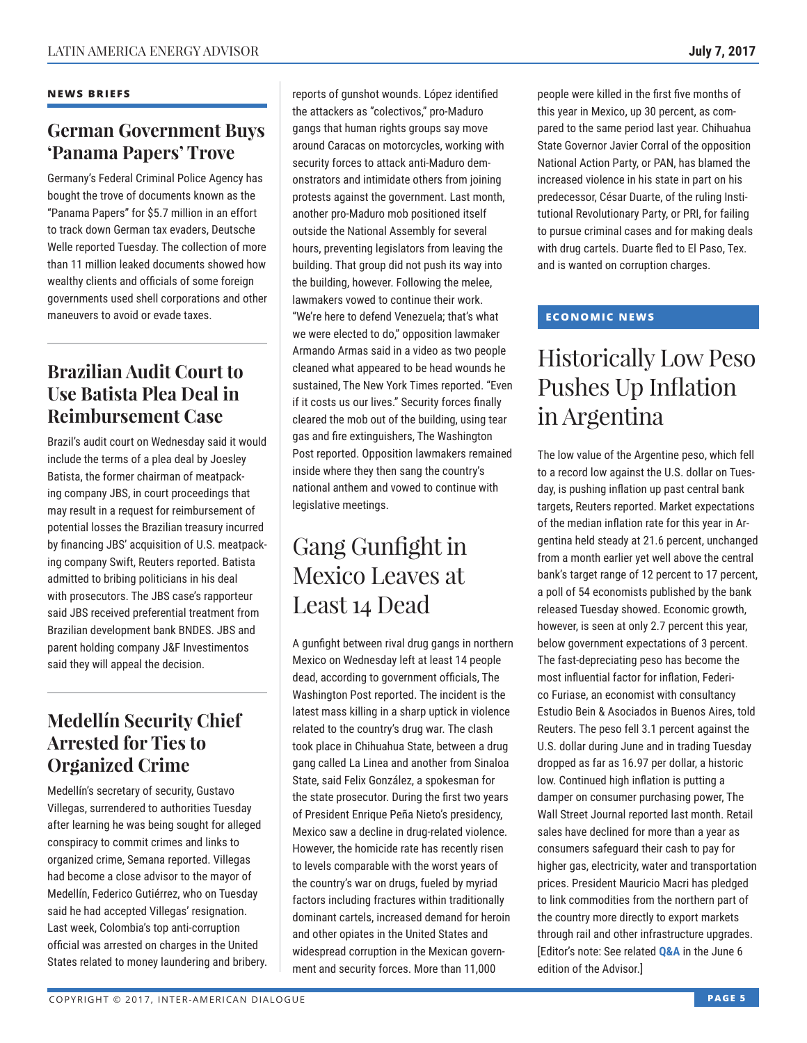## NEWS BRIEFS

### German Government Buys 'Panama Papers' Trove

Germany's Federal Criminal Police Agency has bought the trove of documents known as the "Panama Papers" for $5.7 million in an effort to track down German tax evaders, Deutsche Welle reported Tuesday. The collection of more than 11 million leaked documents showed how wealthy clients and officials of some foreign governments used shell corporations and other maneuvers to avoid or evade taxes.

### Brazilian Audit Court to Use Batista Plea Deal in Reimbursement Case

Brazil's audit court on Wednesday said it would include the terms of a plea deal by Joesley Batista, the former chairman of meatpacking company JBS, in court proceedings that may result in a request for reimbursement of potential losses the Brazilian treasury incurred by financing JBS' acquisition of U.S. meatpacking company Swift, Reuters reported. Batista admitted to bribing politicians in his deal with prosecutors. The JBS case's rapporteur said JBS received preferential treatment from Brazilian development bank BNDES. JBS and parent holding company J&F Investimentos said they will appeal the decision.

### Medellín Security Chief Arrested for Ties to Organized Crime

Medellín's secretary of security, Gustavo Villegas, surrendered to authorities Tuesday after learning he was being sought for alleged conspiracy to commit crimes and links to organized crime, Semana reported. Villegas had become a close advisor to the mayor of Medellín, Federico Gutiérrez, who on Tuesday said he had accepted Villegas' resignation. Last week, Colombia's top anti-corruption official was arrested on charges in the United States related to money laundering and bribery. reports of gunshot wounds. López identified the attackers as "colectivos," pro-Maduro gangs that human rights groups say move around Caracas on motorcycles, working with security forces to attack anti-Maduro demonstrators and intimidate others from joining protests against the government. Last month, another pro-Maduro mob positioned itself outside the National Assembly for several hours, preventing legislators from leaving the building. That group did not push its way into the building, however. Following the melee, lawmakers vowed to continue their work. "We're here to defend Venezuela; that's what we were elected to do," opposition lawmaker Armando Armas said in a video as two people cleaned what appeared to be head wounds he sustained, The New York Times reported. "Even if it costs us our lives." Security forces finally cleared the mob out of the building, using tear gas and fire extinguishers, The Washington Post reported. Opposition lawmakers remained inside where they then sang the country's national anthem and vowed to continue with legislative meetings.

## Gang Gunfight in Mexico Leaves at Least 14 Dead

A gunfight between rival drug gangs in northern Mexico on Wednesday left at least 14 people dead, according to government officials, The Washington Post reported. The incident is the latest mass killing in a sharp uptick in violence related to the country's drug war. The clash took place in Chihuahua State, between a drug gang called La Linea and another from Sinaloa State, said Felix González, a spokesman for the state prosecutor. During the first two years of President Enrique Peña Nieto's presidency, Mexico saw a decline in drug-related violence. However, the homicide rate has recently risen to levels comparable with the worst years of the country's war on drugs, fueled by myriad factors including fractures within traditionally dominant cartels, increased demand for heroin and other opiates in the United States and widespread corruption in the Mexican government and security forces. More than 11,000 people were killed in the first five months of this year in Mexico, up 30 percent, as compared to the same period last year. Chihuahua State Governor Javier Corral of the opposition National Action Party, or PAN, has blamed the increased violence in his state in part on his predecessor, César Duarte, of the ruling Institutional Revolutionary Party, or PRI, for failing to pursue criminal cases and for making deals with drug cartels. Duarte fled to El Paso, Tex. and is wanted on corruption charges.

## ECONOMIC NEWS

## Historically Low Peso Pushes Up Inflation in Argentina

The low value of the Argentine peso, which fell to a record low against the U.S. dollar on Tuesday, is pushing inflation up past central bank targets, Reuters reported. Market expectations of the median inflation rate for this year in Argentina held steady at 21.6 percent, unchanged from a month earlier yet well above the central bank's target range of 12 percent to 17 percent, a poll of 54 economists published by the bank released Tuesday showed. Economic growth, however, is seen at only 2.7 percent this year, below government expectations of 3 percent. The fast-depreciating peso has become the most influential factor for inflation, Federico Furiase, an economist with consultancy Estudio Bein & Asociados in Buenos Aires, told Reuters. The peso fell 3.1 percent against the U.S. dollar during June and in trading Tuesday dropped as far as 16.97 per dollar, a historic low. Continued high inflation is putting a damper on consumer purchasing power, The Wall Street Journal reported last month. Retail sales have declined for more than a year as consumers safeguard their cash to pay for higher gas, electricity, water and transportation prices. President Mauricio Macri has pledged to link commodities from the northern part of the country more directly to export markets through rail and other infrastructure upgrades. [Editor's note: See related **Q&A** in the June 6 edition of the Advisor.]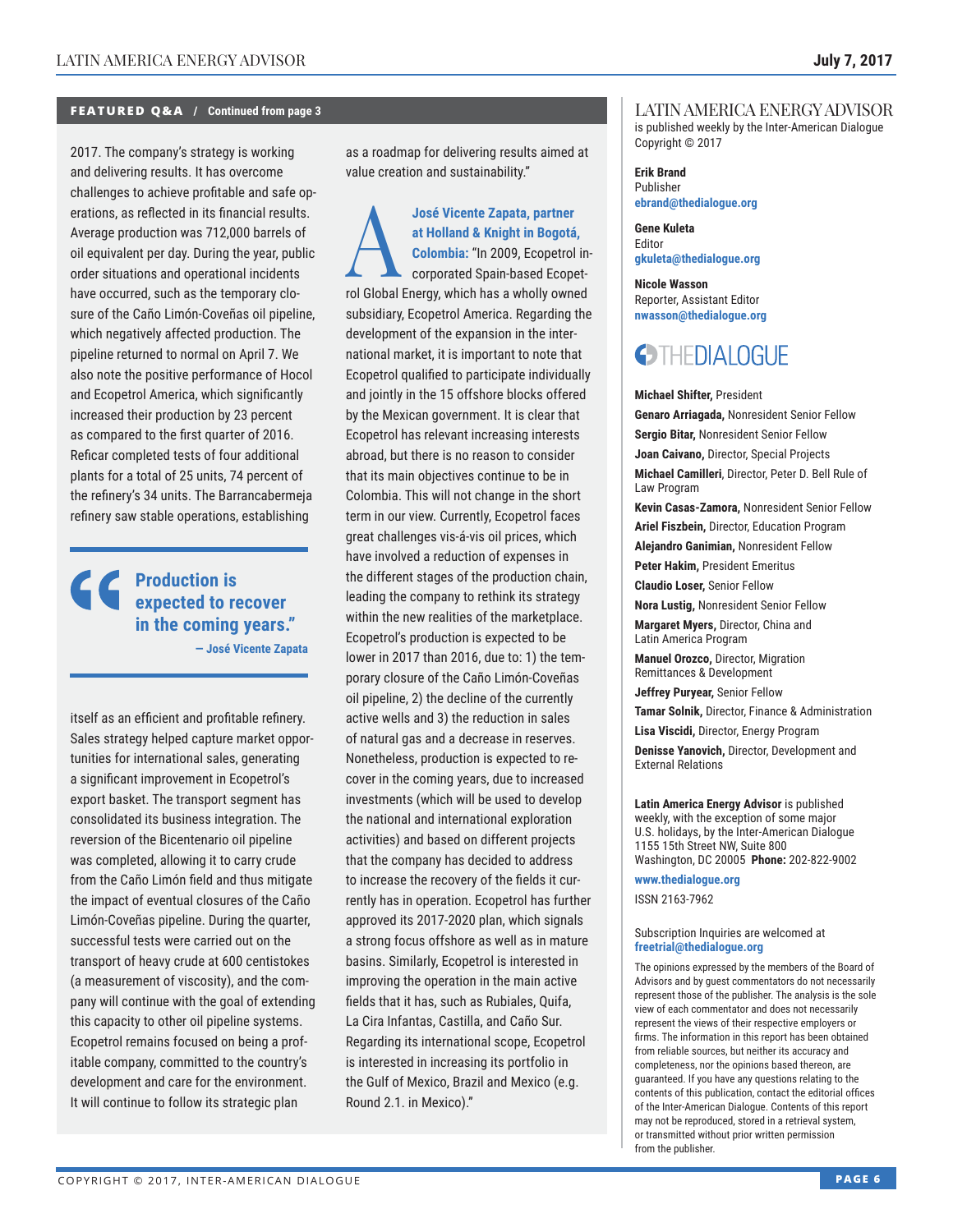**FEATURED Q&A / Continued from page 3**

2017. The company's strategy is working and delivering results. It has overcome challenges to achieve profitable and safe operations, as reflected in its financial results. Average production was 712,000 barrels of oil equivalent per day. During the year, public order situations and operational incidents have occurred, such as the temporary closure of the Caño Limón-Coveñas oil pipeline, which negatively affected production. The pipeline returned to normal on April 7. We also note the positive performance of Hocol and Ecopetrol America, which significantly increased their production by 23 percent as compared to the first quarter of 2016. Reficar completed tests of four additional plants for a total of 25 units, 74 percent of the refinery's 34 units. The Barrancabermeja refinery saw stable operations, establishing itself as an efficient and profitable refinery. Sales strategy helped capture market opportunities for international sales, generating a significant improvement in Ecopetrol's export basket. The transport segment has consolidated its business integration. The reversion of the Bicentenario oil pipeline was completed, allowing it to carry crude from the Caño Limón field and thus mitigate the impact of eventual closures of the Caño Limón-Coveñas pipeline. During the quarter, successful tests were carried out on the transport of heavy crude at 600 centistokes (a measurement of viscosity), and the company will continue with the goal of extending this capacity to other oil pipeline systems. Ecopetrol remains focused on being a profitable company, committed to the country's development and care for the environment. It will continue to follow its strategic plan as a roadmap for delivering results aimed at value creation and sustainability."

> **"Production is expected to recover in the coming years."**
> — José Vicente Zapata

**A** **José Vicente Zapata, partner at Holland & Knight in Bogotá, Colombia:** "In 2009, Ecopetrol incorporated Spain-based Ecopetrol Global Energy, which has a wholly owned subsidiary, Ecopetrol America. Regarding the development of the expansion in the international market, it is important to note that Ecopetrol qualified to participate individually and jointly in the 15 offshore blocks offered by the Mexican government. It is clear that Ecopetrol has relevant increasing interests abroad, but there is no reason to consider that its main objectives continue to be in Colombia. This will not change in the short term in our view. Currently, Ecopetrol faces great challenges vis-á-vis oil prices, which have involved a reduction of expenses in the different stages of the production chain, leading the company to rethink its strategy within the new realities of the marketplace. Ecopetrol's production is expected to be lower in 2017 than 2016, due to: 1) the temporary closure of the Caño Limón-Coveñas oil pipeline, 2) the decline of the currently active wells and 3) the reduction in sales of natural gas and a decrease in reserves. Nonetheless, production is expected to recover in the coming years, due to increased investments (which will be used to develop the national and international exploration activities) and based on different projects that the company has decided to address to increase the recovery of the fields it currently has in operation. Ecopetrol has further approved its 2017-2020 plan, which signals a strong focus offshore as well as in mature basins. Similarly, Ecopetrol is interested in improving the operation in the main active fields that it has, such as Rubiales, Quifa, La Cira Infantas, Castilla, and Caño Sur. Regarding its international scope, Ecopetrol is interested in increasing its portfolio in the Gulf of Mexico, Brazil and Mexico (e.g. Round 2.1. in Mexico)."

---

LATIN AMERICA ENERGY ADVISOR
is published weekly by the Inter-American Dialogue
Copyright © 2017

**Erik Brand**
Publisher
ebrand@thedialogue.org

**Gene Kuleta**
Editor
gkuleta@thedialogue.org

**Nicole Wasson**
Reporter, Assistant Editor
nwasson@thedialogue.org

THEDIALOGUE

**Michael Shifter,** President
**Genaro Arriagada,** Nonresident Senior Fellow
**Sergio Bitar,** Nonresident Senior Fellow
**Joan Caivano,** Director, Special Projects
**Michael Camilleri**, Director, Peter D. Bell Rule of Law Program
**Kevin Casas-Zamora,** Nonresident Senior Fellow
**Ariel Fiszbein,** Director, Education Program
**Alejandro Ganimian,** Nonresident Fellow
**Peter Hakim,** President Emeritus
**Claudio Loser,** Senior Fellow
**Nora Lustig,** Nonresident Senior Fellow
**Margaret Myers,** Director, China and Latin America Program
**Manuel Orozco,** Director, Migration Remittances & Development
**Jeffrey Puryear,** Senior Fellow
**Tamar Solnik,** Director, Finance & Administration
**Lisa Viscidi,** Director, Energy Program
**Denisse Yanovich,** Director, Development and External Relations

**Latin America Energy Advisor** is published weekly, with the exception of some major U.S. holidays, by the Inter-American Dialogue
1155 15th Street NW, Suite 800
Washington, DC 20005 **Phone:** 202-822-9002

www.thedialogue.org

ISSN 2163-7962

Subscription Inquiries are welcomed at
freetrial@thedialogue.org

The opinions expressed by the members of the Board of Advisors and by guest commentators do not necessarily represent those of the publisher. The analysis is the sole view of each commentator and does not necessarily represent the views of their respective employers or firms. The information in this report has been obtained from reliable sources, but neither its accuracy and completeness, nor the opinions based thereon, are guaranteed. If you have any questions relating to the contents of this publication, contact the editorial offices of the Inter-American Dialogue. Contents of this report may not be reproduced, stored in a retrieval system, or transmitted without prior written permission from the publisher.